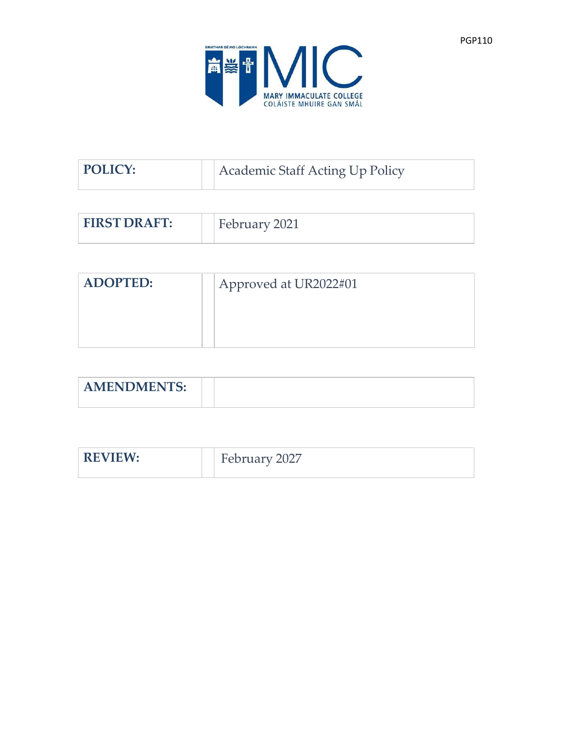PGP110

MARY IMMACULATE COLLEGE
COLÁISTE MHUIRE GAN SMÁL

| | |
|---|---|
| **POLICY:** | Academic Staff Acting Up Policy |
| **FIRST DRAFT:** | February 2021 |
| **ADOPTED:** | Approved at UR2022#01 |
| **AMENDMENTS:** | |
| **REVIEW:** | February 2027 |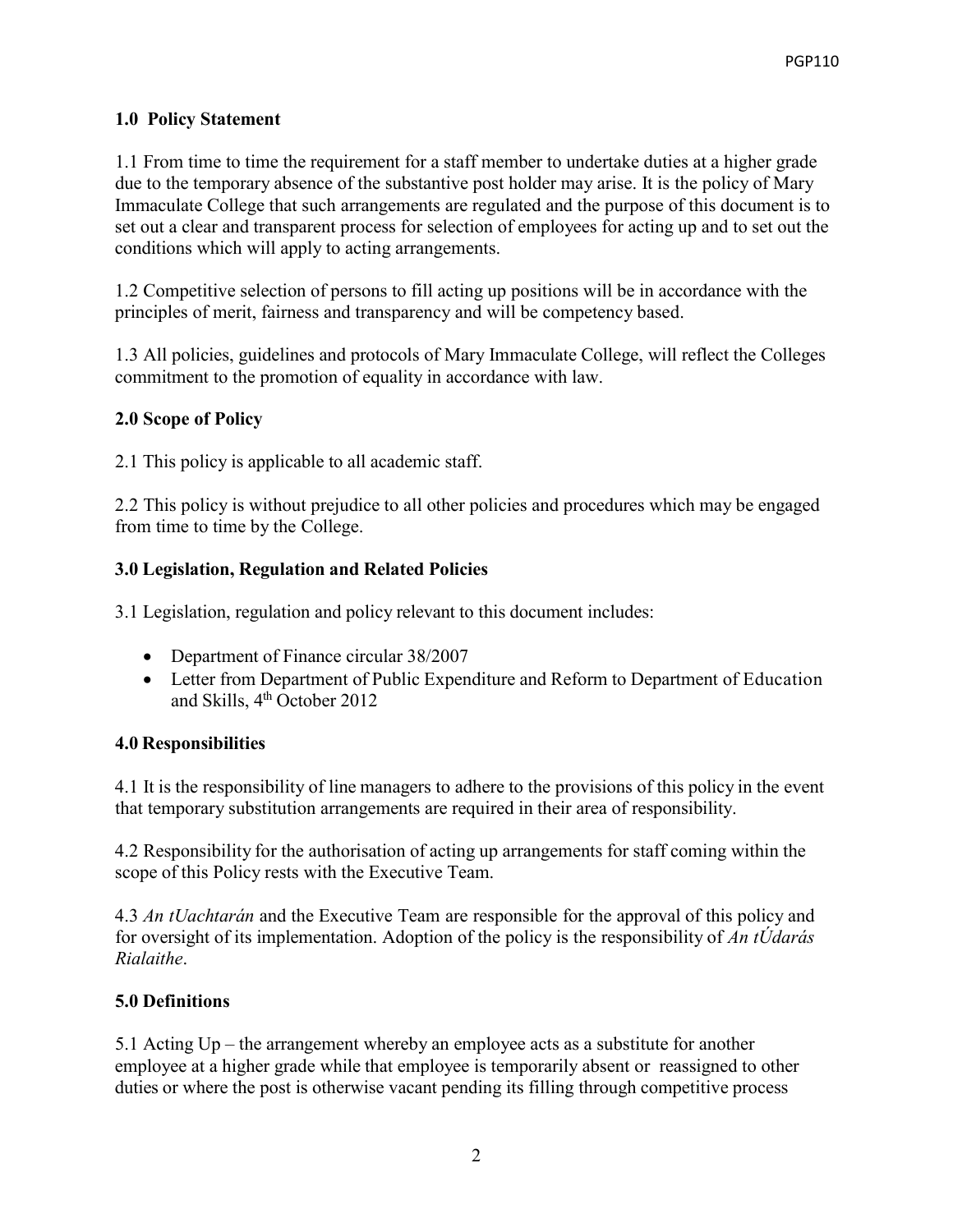## 1.0 Policy Statement

1.1 From time to time the requirement for a staff member to undertake duties at a higher grade due to the temporary absence of the substantive post holder may arise. It is the policy of Mary Immaculate College that such arrangements are regulated and the purpose of this document is to set out a clear and transparent process for selection of employees for acting up and to set out the conditions which will apply to acting arrangements.

1.2 Competitive selection of persons to fill acting up positions will be in accordance with the principles of merit, fairness and transparency and will be competency based.

1.3 All policies, guidelines and protocols of Mary Immaculate College, will reflect the Colleges commitment to the promotion of equality in accordance with law.

## 2.0 Scope of Policy

2.1 This policy is applicable to all academic staff.

2.2 This policy is without prejudice to all other policies and procedures which may be engaged from time to time by the College.

## 3.0 Legislation, Regulation and Related Policies

3.1 Legislation, regulation and policy relevant to this document includes:

- Department of Finance circular 38/2007
- Letter from Department of Public Expenditure and Reform to Department of Education and Skills, 4th October 2012

## 4.0 Responsibilities

4.1 It is the responsibility of line managers to adhere to the provisions of this policy in the event that temporary substitution arrangements are required in their area of responsibility.

4.2 Responsibility for the authorisation of acting up arrangements for staff coming within the scope of this Policy rests with the Executive Team.

4.3 *An tUachtarán* and the Executive Team are responsible for the approval of this policy and for oversight of its implementation. Adoption of the policy is the responsibility of *An tÚdarás Rialaithe*.

## 5.0 Definitions

5.1 Acting Up – the arrangement whereby an employee acts as a substitute for another employee at a higher grade while that employee is temporarily absent or reassigned to other duties or where the post is otherwise vacant pending its filling through competitive process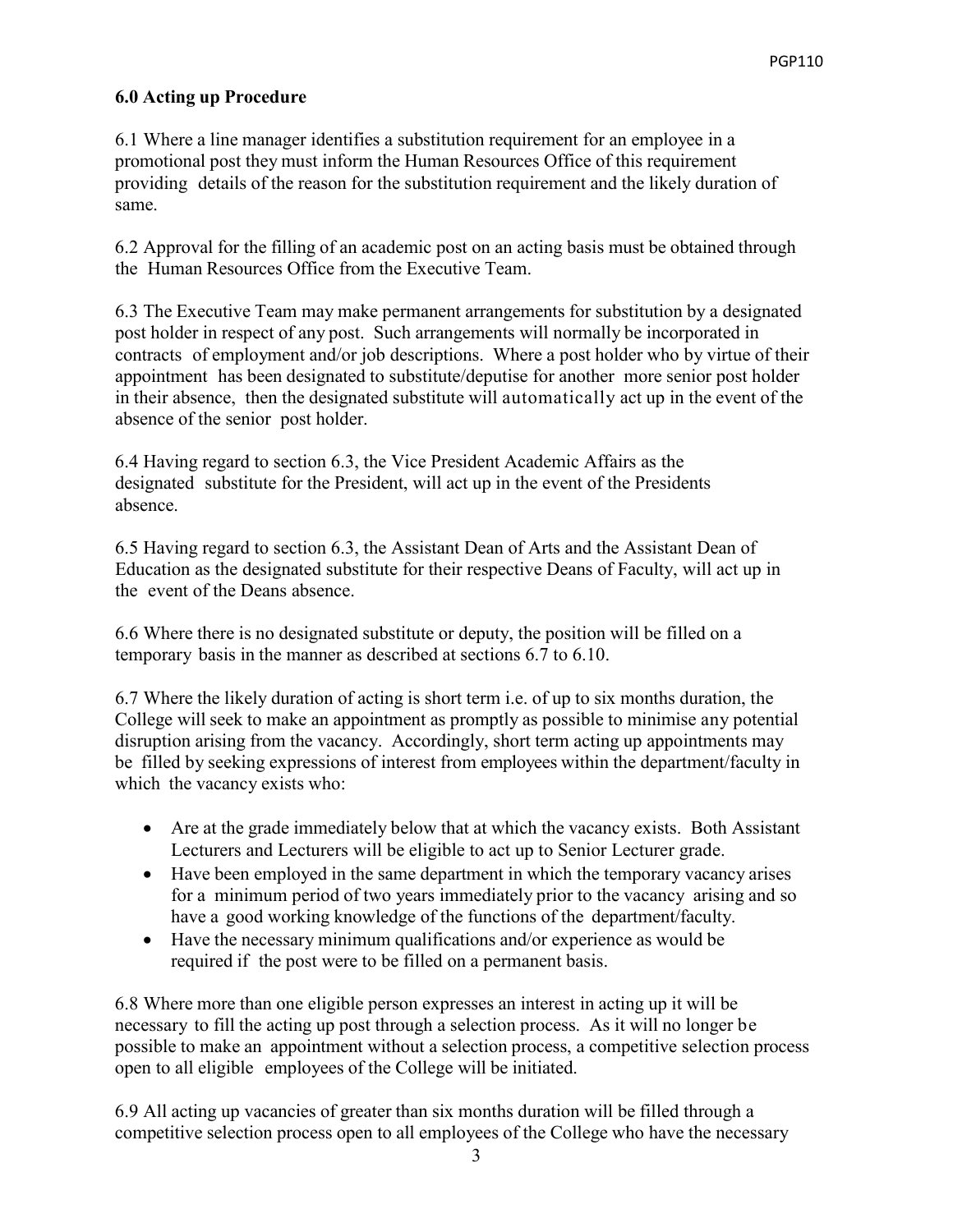**6.0 Acting up Procedure**

6.1 Where a line manager identifies a substitution requirement for an employee in a promotional post they must inform the Human Resources Office of this requirement providing details of the reason for the substitution requirement and the likely duration of same.

6.2 Approval for the filling of an academic post on an acting basis must be obtained through the Human Resources Office from the Executive Team.

6.3 The Executive Team may make permanent arrangements for substitution by a designated post holder in respect of any post. Such arrangements will normally be incorporated in contracts of employment and/or job descriptions. Where a post holder who by virtue of their appointment has been designated to substitute/deputise for another more senior post holder in their absence, then the designated substitute will automatically act up in the event of the absence of the senior post holder.

6.4 Having regard to section 6.3, the Vice President Academic Affairs as the designated substitute for the President, will act up in the event of the Presidents absence.

6.5 Having regard to section 6.3, the Assistant Dean of Arts and the Assistant Dean of Education as the designated substitute for their respective Deans of Faculty, will act up in the event of the Deans absence.

6.6 Where there is no designated substitute or deputy, the position will be filled on a temporary basis in the manner as described at sections 6.7 to 6.10.

6.7 Where the likely duration of acting is short term i.e. of up to six months duration, the College will seek to make an appointment as promptly as possible to minimise any potential disruption arising from the vacancy. Accordingly, short term acting up appointments may be filled by seeking expressions of interest from employees within the department/faculty in which the vacancy exists who:

- Are at the grade immediately below that at which the vacancy exists. Both Assistant Lecturers and Lecturers will be eligible to act up to Senior Lecturer grade.
- Have been employed in the same department in which the temporary vacancy arises for a minimum period of two years immediately prior to the vacancy arising and so have a good working knowledge of the functions of the department/faculty.
- Have the necessary minimum qualifications and/or experience as would be required if the post were to be filled on a permanent basis.

6.8 Where more than one eligible person expresses an interest in acting up it will be necessary to fill the acting up post through a selection process. As it will no longer be possible to make an appointment without a selection process, a competitive selection process open to all eligible employees of the College will be initiated.

6.9 All acting up vacancies of greater than six months duration will be filled through a competitive selection process open to all employees of the College who have the necessary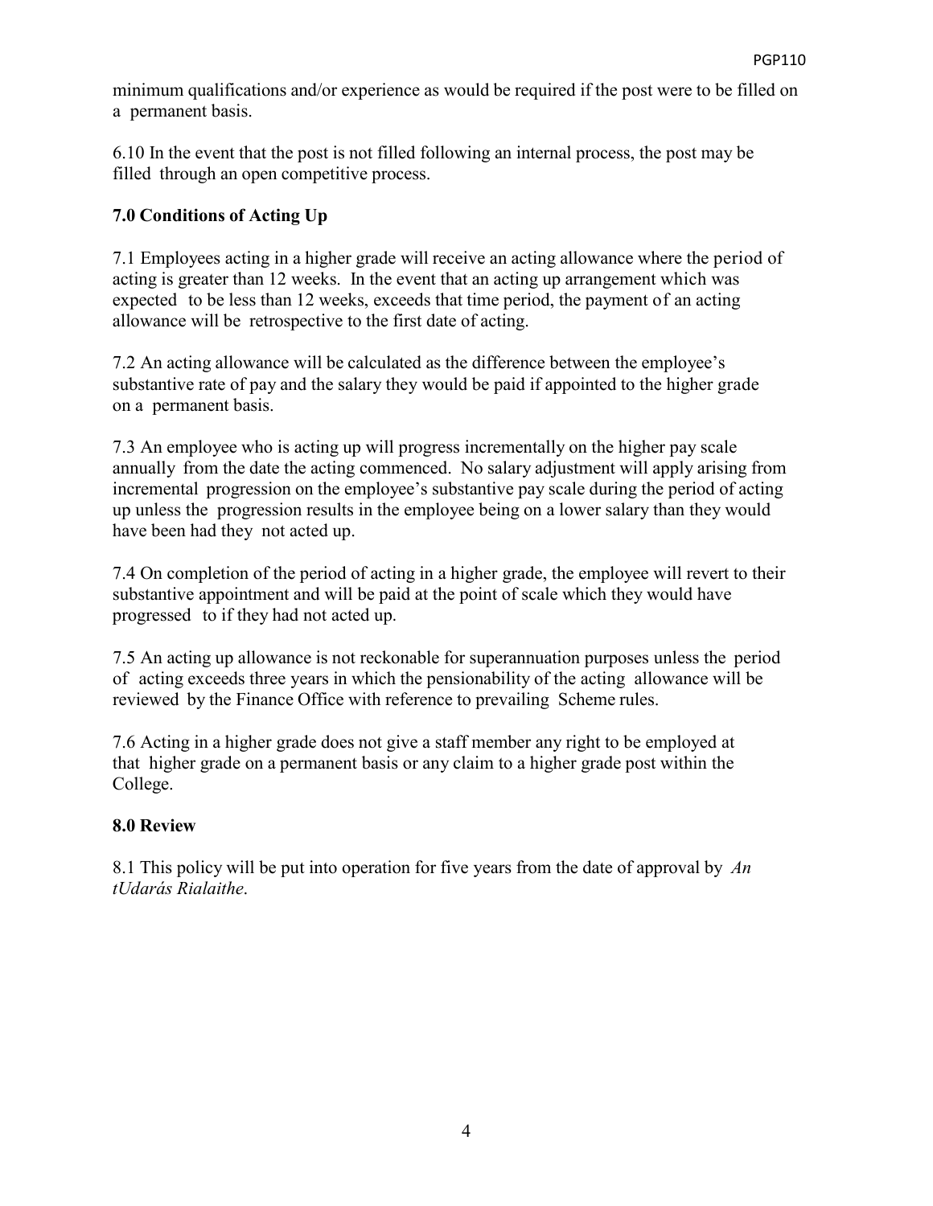minimum qualifications and/or experience as would be required if the post were to be filled on a permanent basis.

6.10 In the event that the post is not filled following an internal process, the post may be filled through an open competitive process.

**7.0 Conditions of Acting Up**

7.1 Employees acting in a higher grade will receive an acting allowance where the period of acting is greater than 12 weeks. In the event that an acting up arrangement which was expected to be less than 12 weeks, exceeds that time period, the payment of an acting allowance will be retrospective to the first date of acting.

7.2 An acting allowance will be calculated as the difference between the employee's substantive rate of pay and the salary they would be paid if appointed to the higher grade on a permanent basis.

7.3 An employee who is acting up will progress incrementally on the higher pay scale annually from the date the acting commenced. No salary adjustment will apply arising from incremental progression on the employee's substantive pay scale during the period of acting up unless the progression results in the employee being on a lower salary than they would have been had they not acted up.

7.4 On completion of the period of acting in a higher grade, the employee will revert to their substantive appointment and will be paid at the point of scale which they would have progressed to if they had not acted up.

7.5 An acting up allowance is not reckonable for superannuation purposes unless the period of acting exceeds three years in which the pensionability of the acting allowance will be reviewed by the Finance Office with reference to prevailing Scheme rules.

7.6 Acting in a higher grade does not give a staff member any right to be employed at that higher grade on a permanent basis or any claim to a higher grade post within the College.

**8.0 Review**

8.1 This policy will be put into operation for five years from the date of approval by *An tUdarás Rialaithe*.